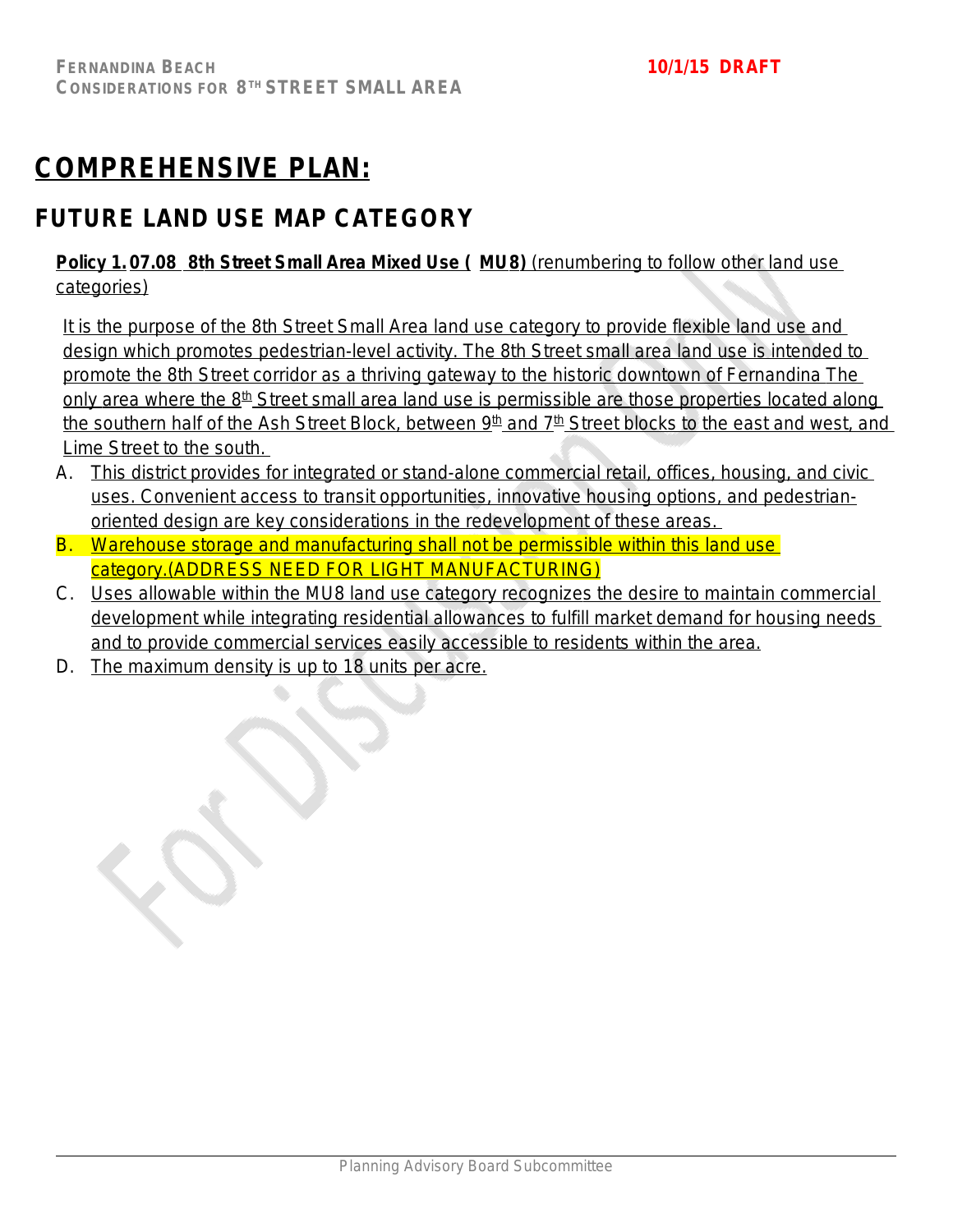# COMPREHENSIVE PLAN:

## FUTURE LAND USE MAP CATEGORY

**Policy 1.07.08 8th Street Small Area Mixed Use ( MU8)** (renumbering to follow other land use categories)

It is the purpose of the 8th Street Small Area land use category to provide flexible land use and design which promotes pedestrian-level activity. The 8th Street small area land use is intended to promote the 8th Street corridor as a thriving gateway to the historic downtown of Fernandina The only area where the 8th Street small area land use is permissible are those properties located along the southern half of the Ash Street Block, between 9th and 7th Street blocks to the east and west, and Lime Street to the south.

A. This district provides for integrated or stand-alone commercial retail, offices, housing, and civic uses. Convenient access to transit opportunities, innovative housing options, and pedestrian-oriented design are key considerations in the redevelopment of these areas.
B. Warehouse storage and manufacturing shall not be permissible within this land use category.(ADDRESS NEED FOR LIGHT MANUFACTURING)
C. Uses allowable within the MU8 land use category recognizes the desire to maintain commercial development while integrating residential allowances to fulfill market demand for housing needs and to provide commercial services easily accessible to residents within the area.
D. The maximum density is up to 18 units per acre.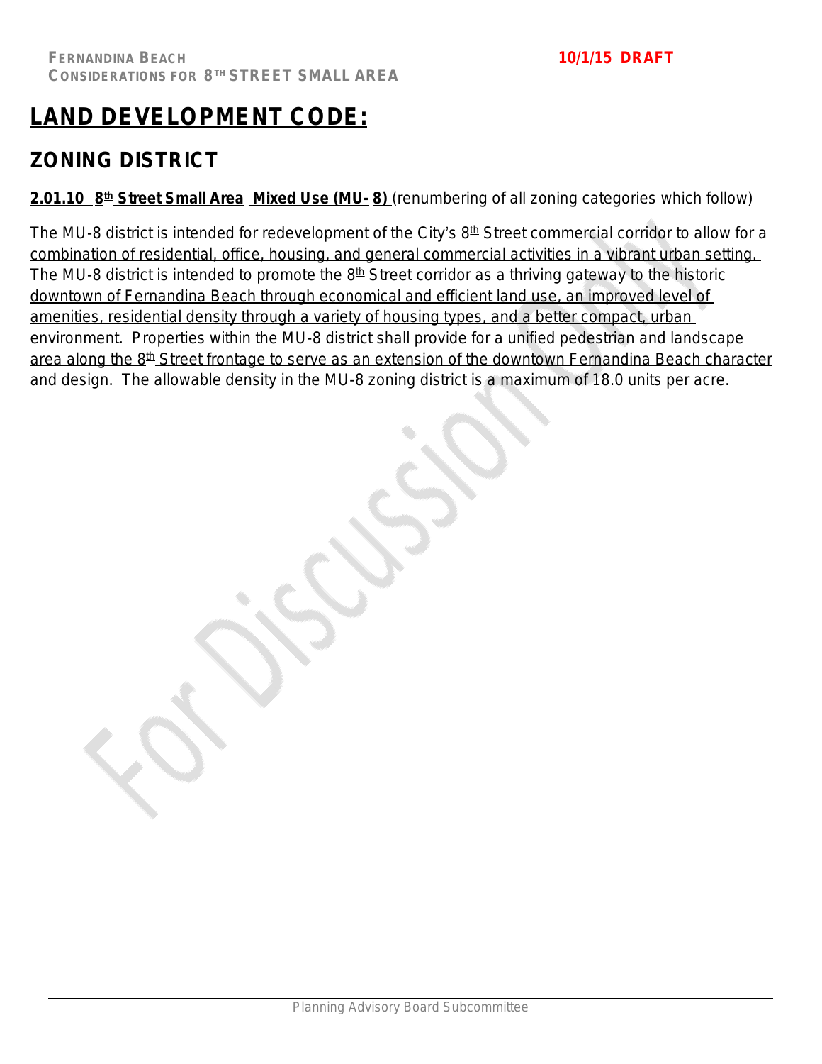# LAND DEVELOPMENT CODE:

## ZONING DISTRICT

**2.01.10 8th Street Small Area Mixed Use (MU- 8)** (renumbering of all zoning categories which follow)

The MU-8 district is intended for redevelopment of the City's 8th Street commercial corridor to allow for a combination of residential, office, housing, and general commercial activities in a vibrant urban setting. The MU-8 district is intended to promote the 8th Street corridor as a thriving gateway to the historic downtown of Fernandina Beach through economical and efficient land use, an improved level of amenities, residential density through a variety of housing types, and a better compact, urban environment. Properties within the MU-8 district shall provide for a unified pedestrian and landscape area along the 8th Street frontage to serve as an extension of the downtown Fernandina Beach character and design. The allowable density in the MU-8 zoning district is a maximum of 18.0 units per acre.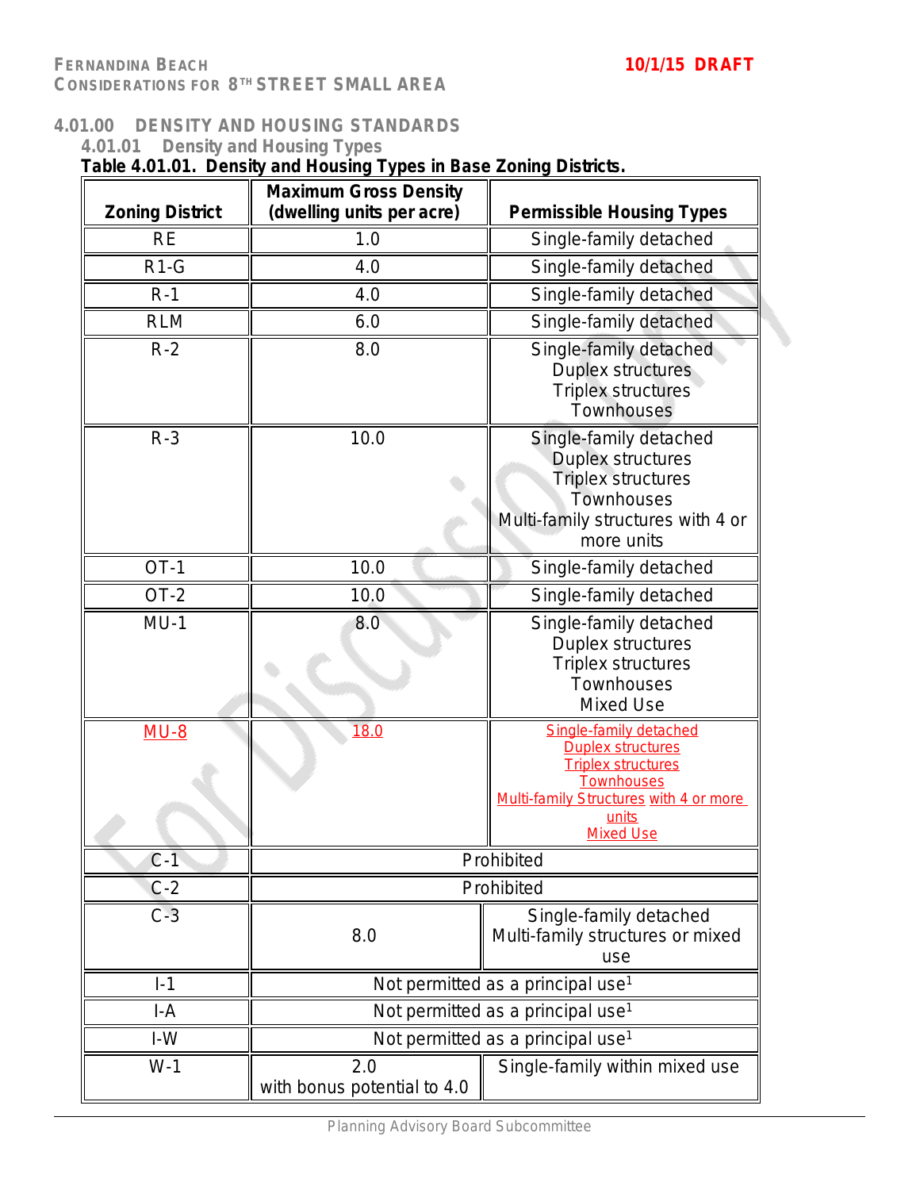## 4.01.00 DENSITY AND HOUSING STANDARDS

### 4.01.01 Density and Housing Types

**Table 4.01.01. Density and Housing Types in Base Zoning Districts.**

| Zoning District | Maximum Gross Density (dwelling units per acre) | Permissible Housing Types |
|---|---|---|
| RE | 1.0 | Single-family detached |
| R1-G | 4.0 | Single-family detached |
| R-1 | 4.0 | Single-family detached |
| RLM | 6.0 | Single-family detached |
| R-2 | 8.0 | Single-family detached<br>Duplex structures<br>Triplex structures<br>Townhouses |
| R-3 | 10.0 | Single-family detached<br>Duplex structures<br>Triplex structures<br>Townhouses<br>Multi-family structures with 4 or more units |
| OT-1 | 10.0 | Single-family detached |
| OT-2 | 10.0 | Single-family detached |
| MU-1 | 8.0 | Single-family detached<br>Duplex structures<br>Triplex structures<br>Townhouses<br>Mixed Use |
| MU-8 | 18.0 | Single-family detached<br>Duplex structures<br>Triplex structures<br>Townhouses<br>Multi-family Structures with 4 or more units<br>Mixed Use |
| C-1 | Prohibited | |
| C-2 | Prohibited | |
| C-3 | 8.0 | Single-family detached<br>Multi-family structures or mixed use |
| I-1 | Not permitted as a principal use[1] | |
| I-A | Not permitted as a principal use[1] | |
| I-W | Not permitted as a principal use[1] | |
| W-1 | 2.0<br>with bonus potential to 4.0 | Single-family within mixed use |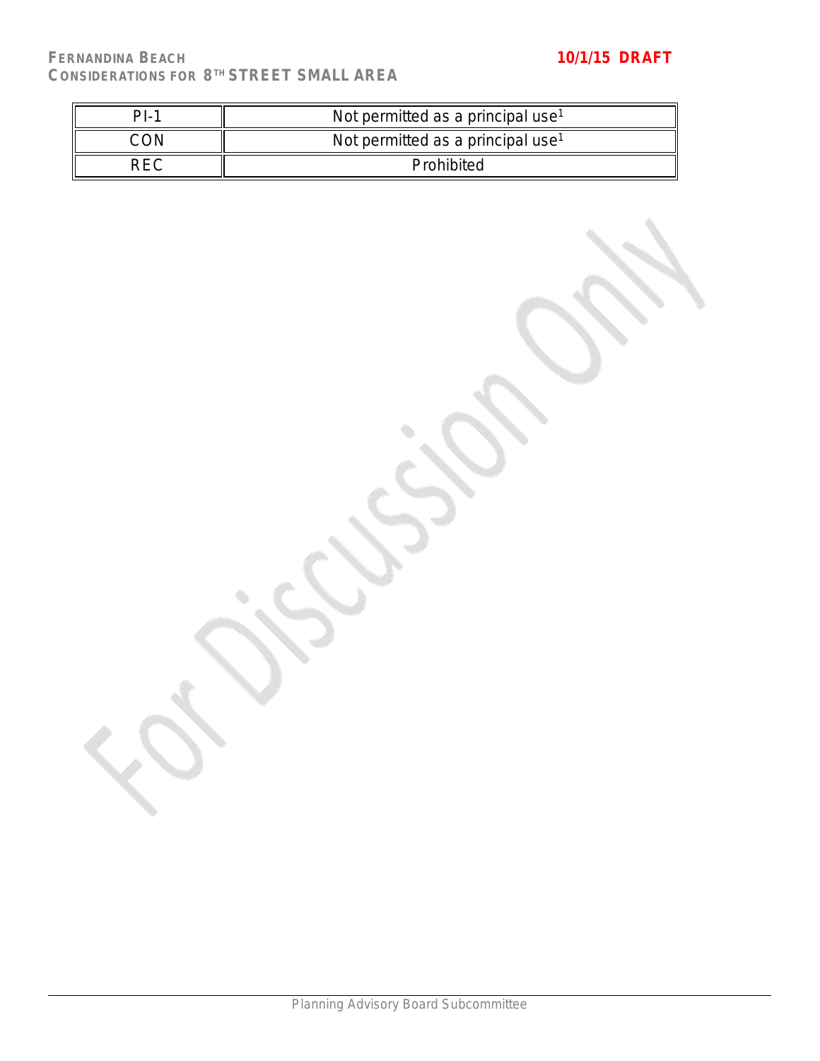| PI-1 | Not permitted as a principal use[1] |
|---|---|
| CON | Not permitted as a principal use[1] |
| REC | Prohibited |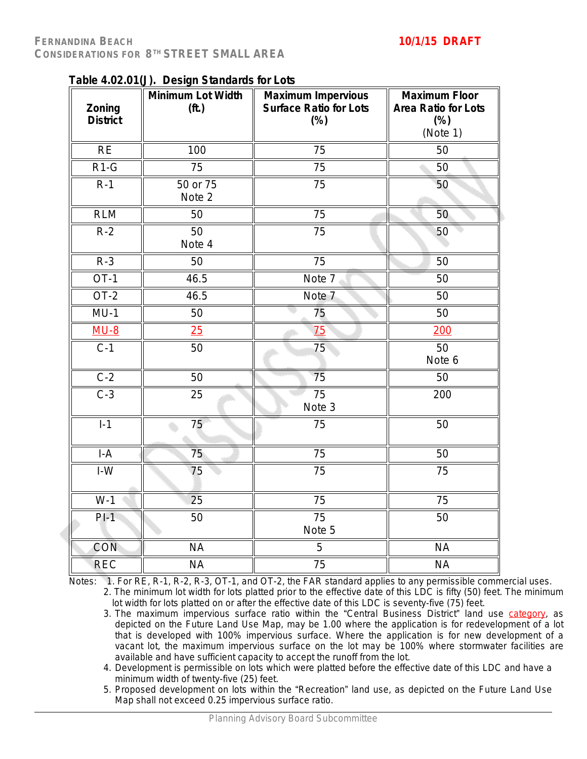**Table 4.02.01(J). Design Standards for Lots**

| Zoning District | Minimum Lot Width (ft.) | Maximum Impervious Surface Ratio for Lots (%) | Maximum Floor Area Ratio for Lots (%) (Note 1) |
|---|---|---|---|
| RE | 100 | 75 | 50 |
| R1-G | 75 | 75 | 50 |
| R-1 | 50 or 75 Note 2 | 75 | 50 |
| RLM | 50 | 75 | 50 |
| R-2 | 50 Note 4 | 75 | 50 |
| R-3 | 50 | 75 | 50 |
| OT-1 | 46.5 | Note 7 | 50 |
| OT-2 | 46.5 | Note 7 | 50 |
| MU-1 | 50 | 75 | 50 |
| MU-8 | 25 | 75 | 200 |
| C-1 | 50 | 75 | 50 Note 6 |
| C-2 | 50 | 75 | 50 |
| C-3 | 25 | 75 Note 3 | 200 |
| I-1 | 75 | 75 | 50 |
| I-A | 75 | 75 | 50 |
| I-W | 75 | 75 | 75 |
| W-1 | 25 | 75 | 75 |
| PI-1 | 50 | 75 Note 5 | 50 |
| CON | NA | 5 | NA |
| REC | NA | 75 | NA |

Notes:
1. For RE, R-1, R-2, R-3, OT-1, and OT-2, the FAR standard applies to any permissible commercial uses.
2. The minimum lot width for lots platted prior to the effective date of this LDC is fifty (50) feet. The minimum lot width for lots platted on or after the effective date of this LDC is seventy-five (75) feet.
3. The maximum impervious surface ratio within the "Central Business District" land use category, as depicted on the Future Land Use Map, may be 1.00 where the application is for redevelopment of a lot that is developed with 100% impervious surface. Where the application is for new development of a vacant lot, the maximum impervious surface on the lot may be 100% where stormwater facilities are available and have sufficient capacity to accept the runoff from the lot.
4. Development is permissible on lots which were platted before the effective date of this LDC and have a minimum width of twenty-five (25) feet.
5. Proposed development on lots within the "Recreation" land use, as depicted on the Future Land Use Map shall not exceed 0.25 impervious surface ratio.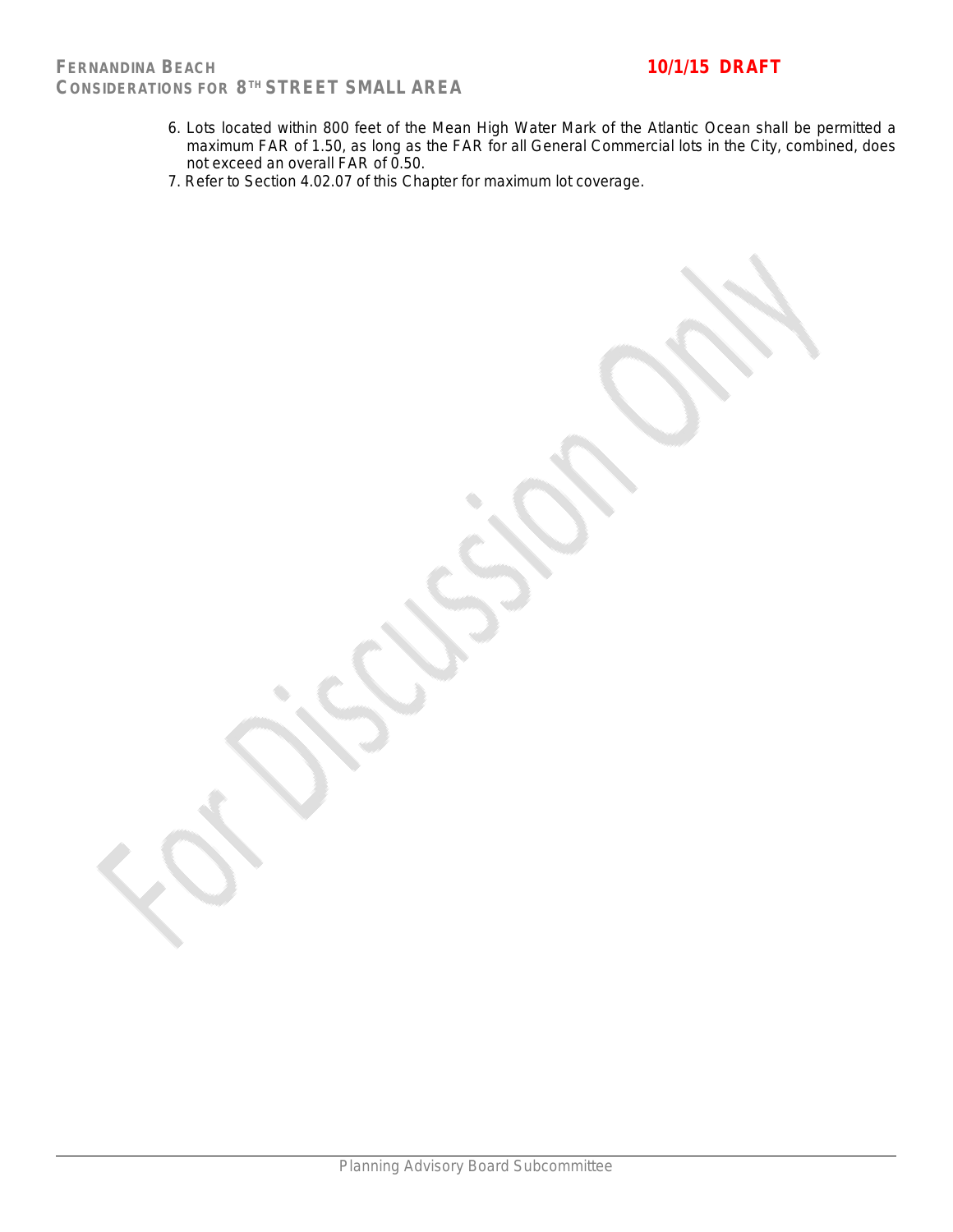6. Lots located within 800 feet of the Mean High Water Mark of the Atlantic Ocean shall be permitted a maximum FAR of 1.50, as long as the FAR for all General Commercial lots in the City, combined, does not exceed an overall FAR of 0.50.
7. Refer to Section 4.02.07 of this Chapter for maximum lot coverage.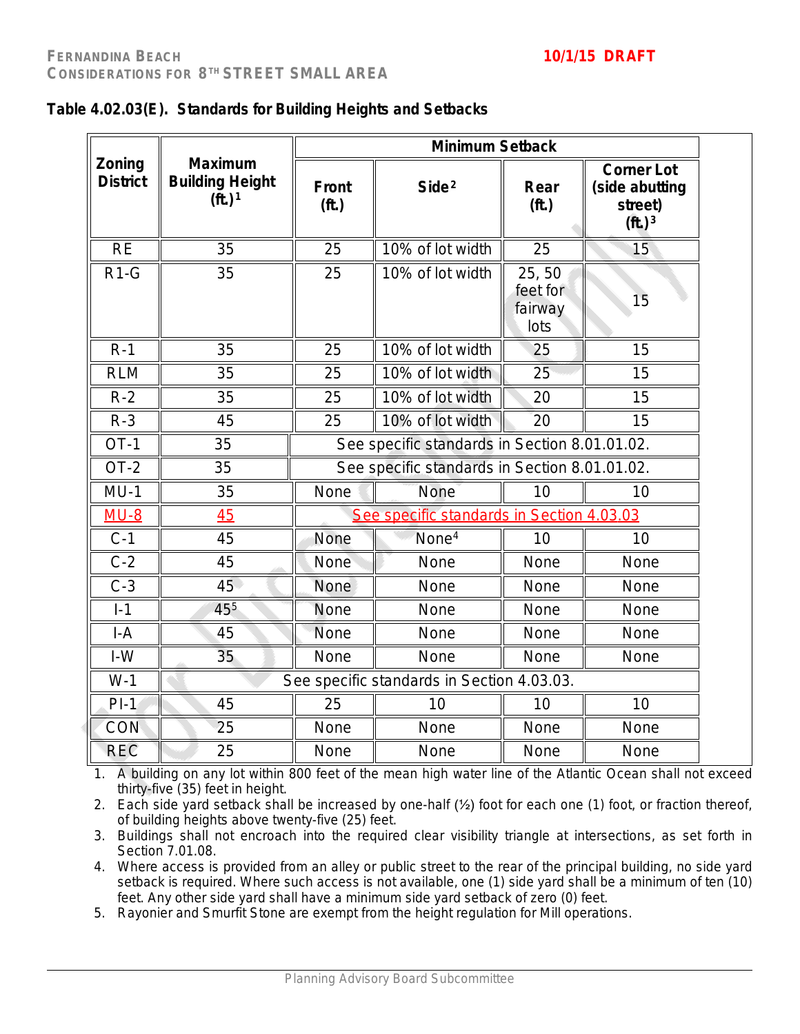**Table 4.02.03(E). Standards for Building Heights and Setbacks**

| Zoning District | Maximum Building Height (ft.)[1] | Minimum Setback | | | |
|---|---|---|---|---|---|
| | | Front (ft.) | Side[2] | Rear (ft.) | Corner Lot (side abutting street) (ft.)[3] |
| RE | 35 | 25 | 10% of lot width | 25 | 15 |
| R1-G | 35 | 25 | 10% of lot width | 25, 50 feet for fairway lots | 15 |
| R-1 | 35 | 25 | 10% of lot width | 25 | 15 |
| RLM | 35 | 25 | 10% of lot width | 25 | 15 |
| R-2 | 35 | 25 | 10% of lot width | 20 | 15 |
| R-3 | 45 | 25 | 10% of lot width | 20 | 15 |
| OT-1 | 35 | See specific standards in Section 8.01.01.02. | | | |
| OT-2 | 35 | See specific standards in Section 8.01.01.02. | | | |
| MU-1 | 35 | None | None | 10 | 10 |
| MU-8 | 45 | See specific standards in Section 4.03.03 | | | |
| C-1 | 45 | None | None[4] | 10 | 10 |
| C-2 | 45 | None | None | None | None |
| C-3 | 45 | None | None | None | None |
| I-1 | 45[5] | None | None | None | None |
| I-A | 45 | None | None | None | None |
| I-W | 35 | None | None | None | None |
| W-1 | See specific standards in Section 4.03.03. | | | | |
| PI-1 | 45 | 25 | 10 | 10 | 10 |
| CON | 25 | None | None | None | None |
| REC | 25 | None | None | None | None |

1. A building on any lot within 800 feet of the mean high water line of the Atlantic Ocean shall not exceed thirty-five (35) feet in height.
2. Each side yard setback shall be increased by one-half (½) foot for each one (1) foot, or fraction thereof, of building heights above twenty-five (25) feet.
3. Buildings shall not encroach into the required clear visibility triangle at intersections, as set forth in Section 7.01.08.
4. Where access is provided from an alley or public street to the rear of the principal building, no side yard setback is required. Where such access is not available, one (1) side yard shall be a minimum of ten (10) feet. Any other side yard shall have a minimum side yard setback of zero (0) feet.
5. Rayonier and Smurfit Stone are exempt from the height regulation for Mill operations.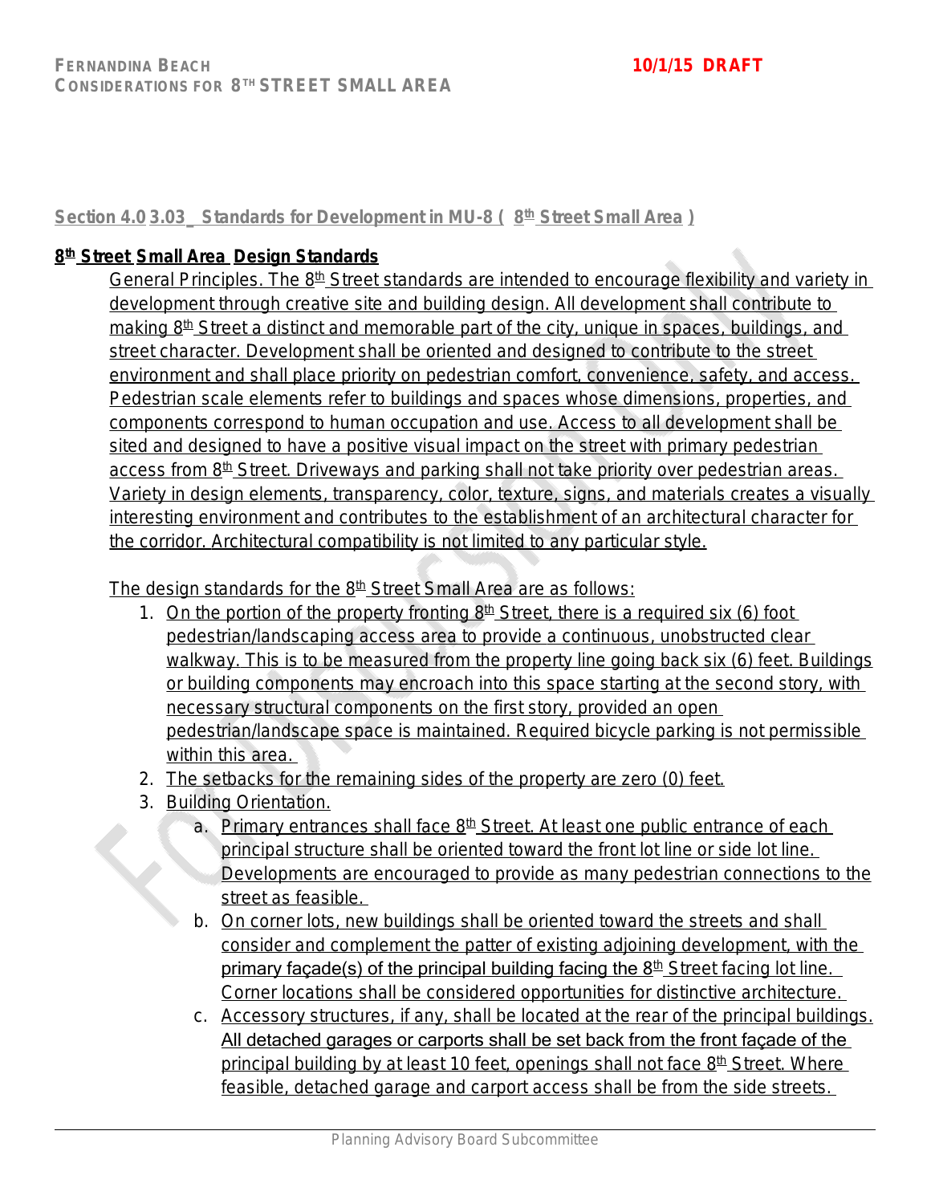Section 4.0 3.03_ Standards for Development in MU-8 ( 8th Street Small Area )

## 8th Street Small Area Design Standards

General Principles. The 8th Street standards are intended to encourage flexibility and variety in development through creative site and building design. All development shall contribute to making 8th Street a distinct and memorable part of the city, unique in spaces, buildings, and street character. Development shall be oriented and designed to contribute to the street environment and shall place priority on pedestrian comfort, convenience, safety, and access. Pedestrian scale elements refer to buildings and spaces whose dimensions, properties, and components correspond to human occupation and use. Access to all development shall be sited and designed to have a positive visual impact on the street with primary pedestrian access from 8th Street. Driveways and parking shall not take priority over pedestrian areas. Variety in design elements, transparency, color, texture, signs, and materials creates a visually interesting environment and contributes to the establishment of an architectural character for the corridor. Architectural compatibility is not limited to any particular style.

The design standards for the 8th Street Small Area are as follows:

1. On the portion of the property fronting 8th Street, there is a required six (6) foot pedestrian/landscaping access area to provide a continuous, unobstructed clear walkway. This is to be measured from the property line going back six (6) feet. Buildings or building components may encroach into this space starting at the second story, with necessary structural components on the first story, provided an open pedestrian/landscape space is maintained. Required bicycle parking is not permissible within this area.
2. The setbacks for the remaining sides of the property are zero (0) feet.
3. Building Orientation.
   a. Primary entrances shall face 8th Street. At least one public entrance of each principal structure shall be oriented toward the front lot line or side lot line. Developments are encouraged to provide as many pedestrian connections to the street as feasible.
   b. On corner lots, new buildings shall be oriented toward the streets and shall consider and complement the patter of existing adjoining development, with the primary façade(s) of the principal building facing the 8th Street facing lot line. Corner locations shall be considered opportunities for distinctive architecture.
   c. Accessory structures, if any, shall be located at the rear of the principal buildings. All detached garages or carports shall be set back from the front façade of the principal building by at least 10 feet, openings shall not face 8th Street. Where feasible, detached garage and carport access shall be from the side streets.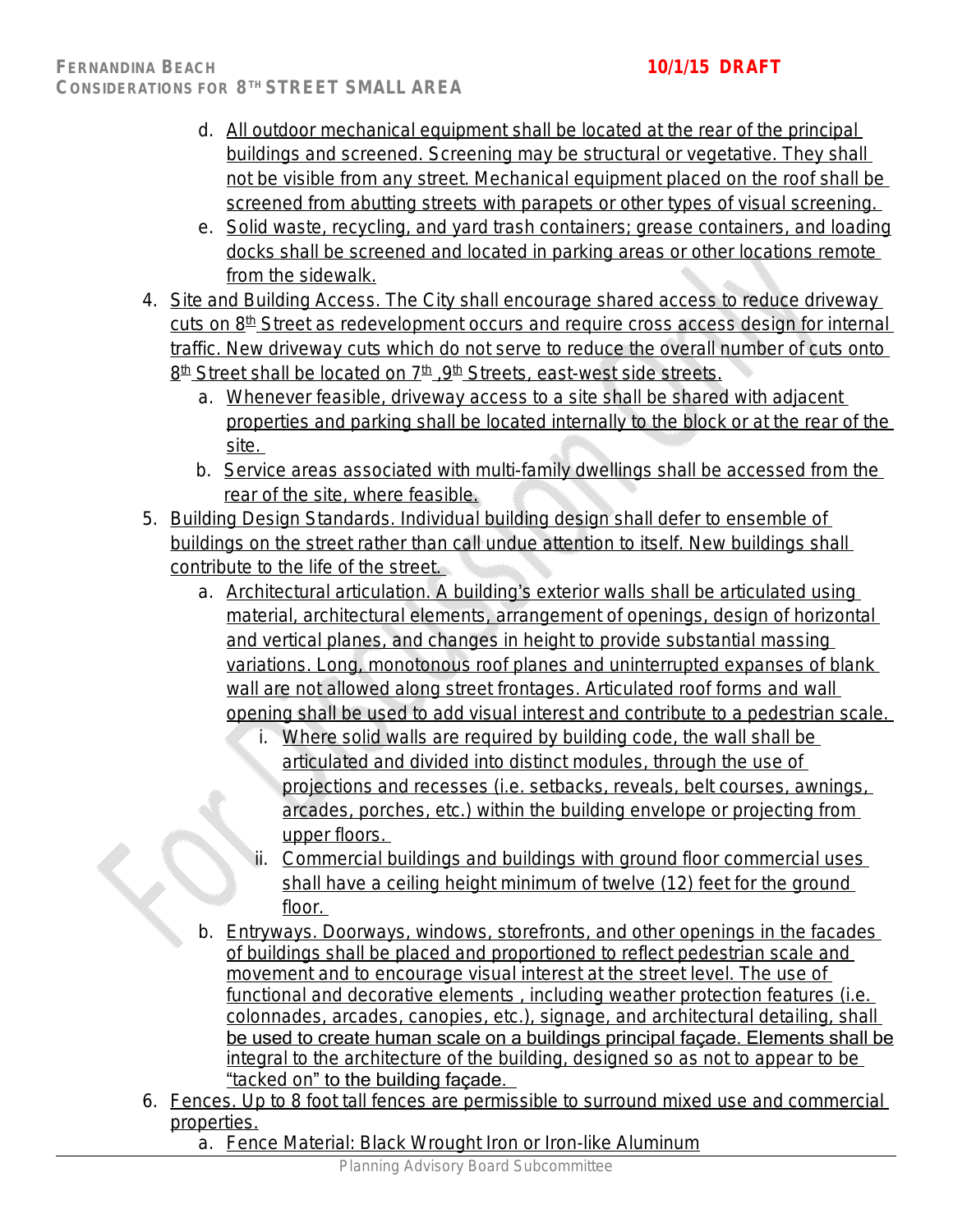d. All outdoor mechanical equipment shall be located at the rear of the principal buildings and screened. Screening may be structural or vegetative. They shall not be visible from any street. Mechanical equipment placed on the roof shall be screened from abutting streets with parapets or other types of visual screening.

e. Solid waste, recycling, and yard trash containers; grease containers, and loading docks shall be screened and located in parking areas or other locations remote from the sidewalk.

4. Site and Building Access. The City shall encourage shared access to reduce driveway cuts on 8th Street as redevelopment occurs and require cross access design for internal traffic. New driveway cuts which do not serve to reduce the overall number of cuts onto 8th Street shall be located on 7th ,9th Streets, east-west side streets.
   a. Whenever feasible, driveway access to a site shall be shared with adjacent properties and parking shall be located internally to the block or at the rear of the site.
   b. Service areas associated with multi-family dwellings shall be accessed from the rear of the site, where feasible.

5. Building Design Standards. Individual building design shall defer to ensemble of buildings on the street rather than call undue attention to itself. New buildings shall contribute to the life of the street.
   a. Architectural articulation. A building's exterior walls shall be articulated using material, architectural elements, arrangement of openings, design of horizontal and vertical planes, and changes in height to provide substantial massing variations. Long, monotonous roof planes and uninterrupted expanses of blank wall are not allowed along street frontages. Articulated roof forms and wall opening shall be used to add visual interest and contribute to a pedestrian scale.
      i. Where solid walls are required by building code, the wall shall be articulated and divided into distinct modules, through the use of projections and recesses (i.e. setbacks, reveals, belt courses, awnings, arcades, porches, etc.) within the building envelope or projecting from upper floors.
      ii. Commercial buildings and buildings with ground floor commercial uses shall have a ceiling height minimum of twelve (12) feet for the ground floor.
   b. Entryways. Doorways, windows, storefronts, and other openings in the facades of buildings shall be placed and proportioned to reflect pedestrian scale and movement and to encourage visual interest at the street level. The use of functional and decorative elements , including weather protection features (i.e. colonnades, arcades, canopies, etc.), signage, and architectural detailing, shall be used to create human scale on a buildings principal façade. Elements shall be integral to the architecture of the building, designed so as not to appear to be "tacked on" to the building façade.

6. Fences. Up to 8 foot tall fences are permissible to surround mixed use and commercial properties.
   a. Fence Material: Black Wrought Iron or Iron-like Aluminum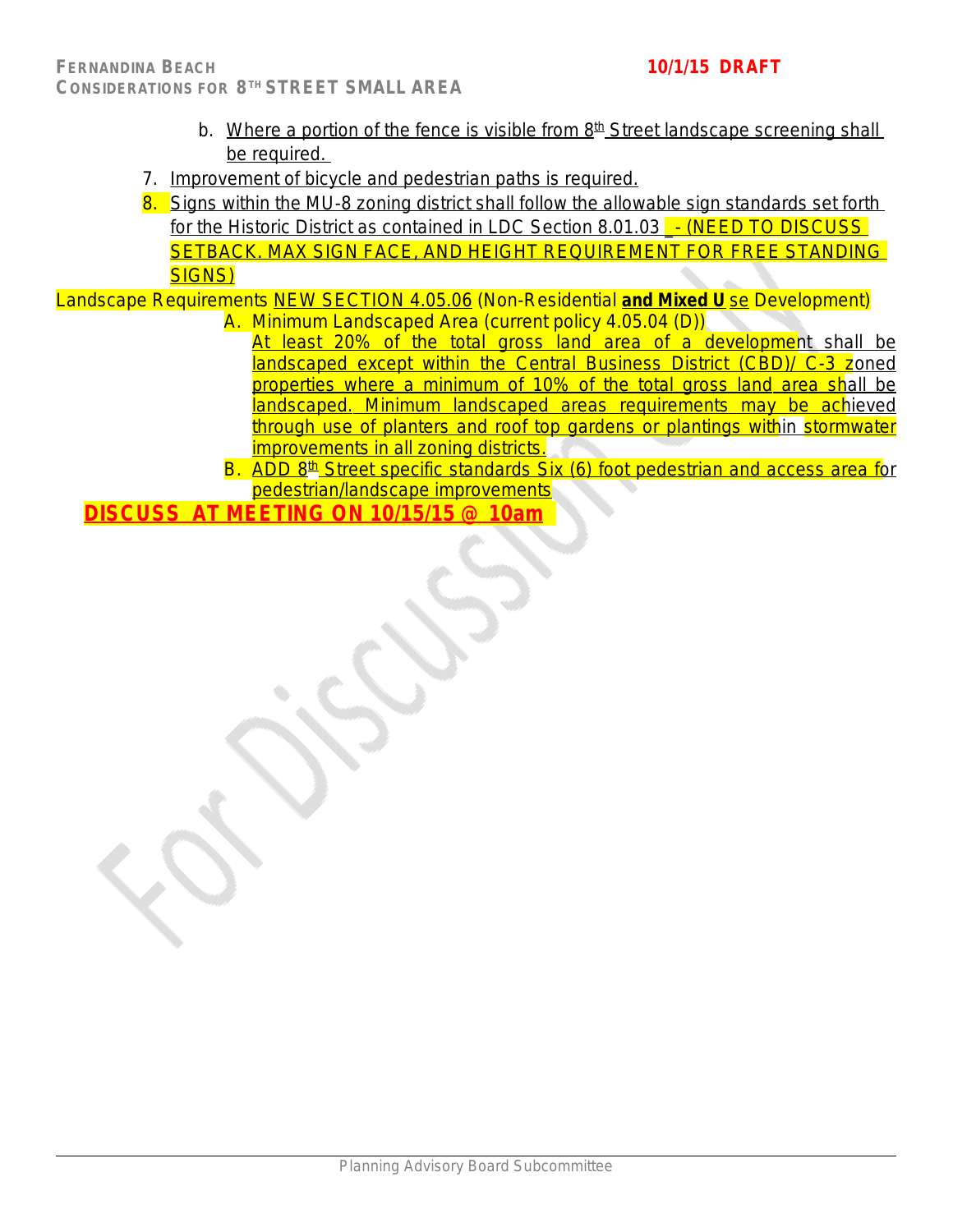b. Where a portion of the fence is visible from 8th Street landscape screening shall be required.

7. Improvement of bicycle and pedestrian paths is required.
8. Signs within the MU-8 zoning district shall follow the allowable sign standards set forth for the Historic District as contained in LDC Section 8.01.03 - (NEED TO DISCUSS SETBACK. MAX SIGN FACE, AND HEIGHT REQUIREMENT FOR FREE STANDING SIGNS)

Landscape Requirements NEW SECTION 4.05.06 (Non-Residential **and Mixed U** se Development)

A. Minimum Landscaped Area (current policy 4.05.04 (D))

At least 20% of the total gross land area of a development shall be landscaped except within the Central Business District (CBD)/ C-3 zoned properties where a minimum of 10% of the total gross land area shall be landscaped. Minimum landscaped areas requirements may be achieved through use of planters and roof top gardens or plantings within stormwater improvements in all zoning districts.

B. ADD 8th Street specific standards Six (6) foot pedestrian and access area for pedestrian/landscape improvements

**DISCUSS AT MEETING ON 10/15/15 @ 10am**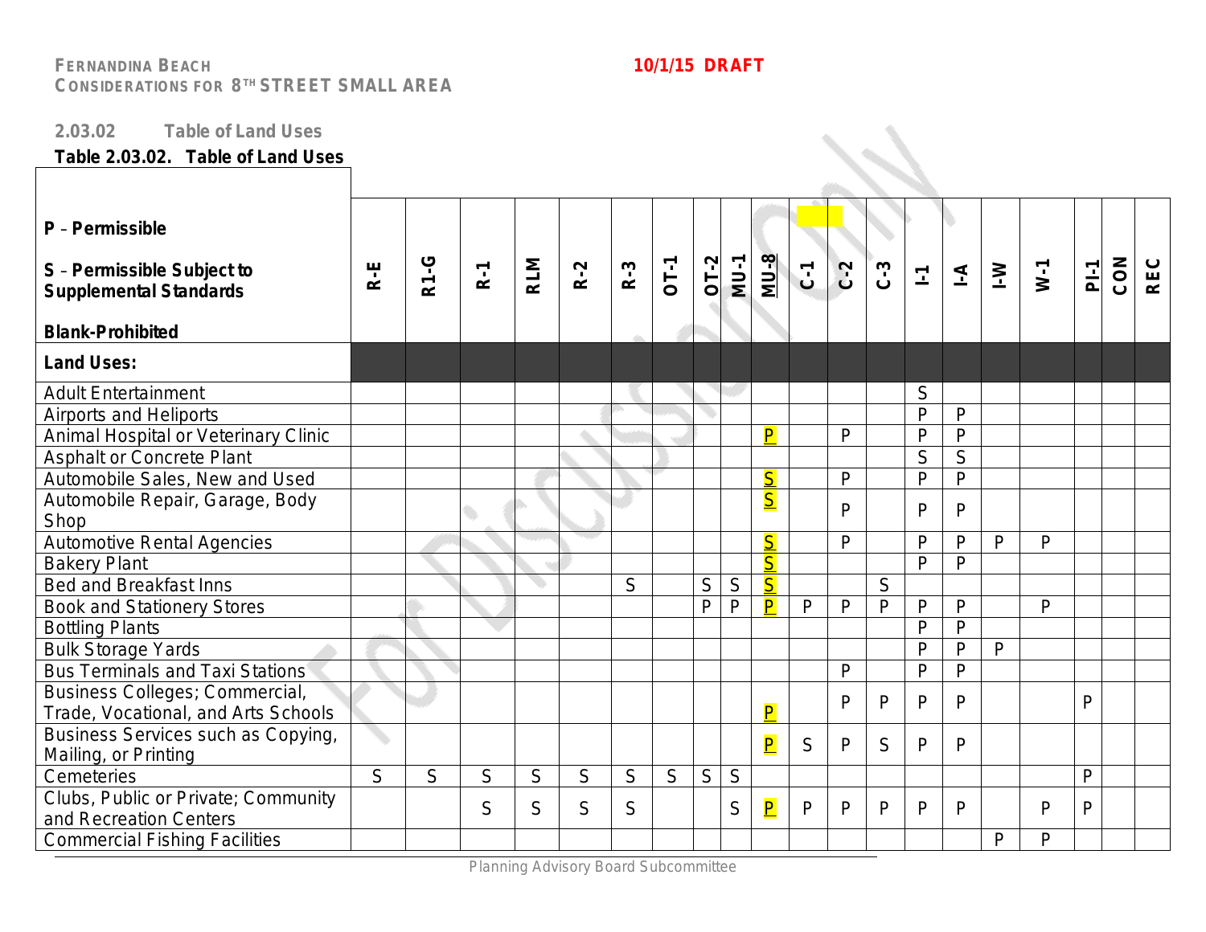FERNANDINA BEACH
CONSIDERATIONS FOR 8TH STREET SMALL AREA

10/1/15 DRAFT

### 2.03.02 Table of Land Uses

**Table 2.03.02. Table of Land Uses**

| **P** – **Permissible**<br><br>**S** – **Permissible Subject to Supplemental Standards**<br><br>**Blank-Prohibited** | R-E | R1-G | R-1 | RLM | R-2 | R-3 | OT-1 | OT-2 | MU-1 | MU-8 | C-1 | C-2 | C-3 | I-1 | I-A | I-W | W-1 | PI-1 | CON | REC |
|---|---|---|---|---|---|---|---|---|---|---|---|---|---|---|---|---|---|---|---|---|
| **Land Uses:** | | | | | | | | | | | | | | | | | | | | |
| Adult Entertainment | | | | | | | | | | | | | | S | | | | | | |
| Airports and Heliports | | | | | | | | | | | | | | P | P | | | | | |
| Animal Hospital or Veterinary Clinic | | | | | | | | | | P | | P | | P | P | | | | | |
| Asphalt or Concrete Plant | | | | | | | | | | | | | | S | S | | | | | |
| Automobile Sales, New and Used | | | | | | | | | | S | | P | | P | P | | | | | |
| Automobile Repair, Garage, Body Shop | | | | | | | | | | S | | P | | P | P | | | | | |
| Automotive Rental Agencies | | | | | | | | | | S | | P | | P | P | P | P | | | |
| Bakery Plant | | | | | | | | | | S | | | | P | P | | | | | |
| Bed and Breakfast Inns | | | | | | S | | S | S | S | | | S | | | | | | | |
| Book and Stationery Stores | | | | | | | | P | P | P | P | P | P | P | P | | P | | | |
| Bottling Plants | | | | | | | | | | | | | | P | P | | | | | |
| Bulk Storage Yards | | | | | | | | | | | | | | P | P | P | | | | |
| Bus Terminals and Taxi Stations | | | | | | | | | | | | P | | P | P | | | | | |
| Business Colleges; Commercial, Trade, Vocational, and Arts Schools | | | | | | | | | | P | | P | P | P | P | | | P | | |
| Business Services such as Copying, Mailing, or Printing | | | | | | | | | | P | S | P | S | P | P | | | | | |
| Cemeteries | S | S | S | S | S | S | S | S | S | | | | | | | | | P | | |
| Clubs, Public or Private; Community and Recreation Centers | | | S | S | S | S | | | S | P | P | P | P | P | P | | P | P | | |
| Commercial Fishing Facilities | | | | | | | | | | | | | | | | P | P | | | |

Planning Advisory Board Subcommittee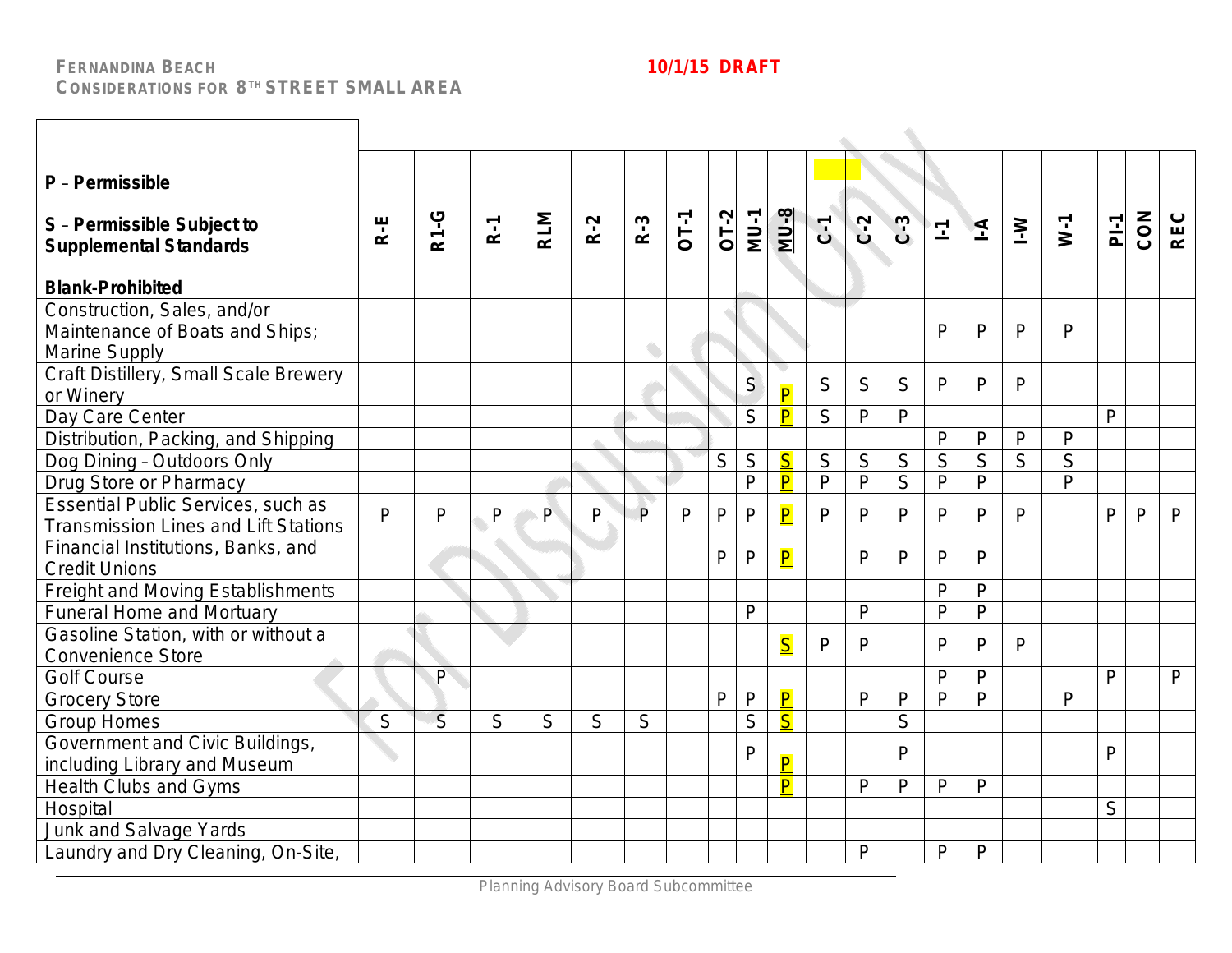| **P** – **Permissible**<br><br>**S** – **Permissible Subject to Supplemental Standards**<br><br>**Blank-Prohibited** | **R-E** | **R1-G** | **R-1** | **RLM** | **R-2** | **R-3** | **OT-1** | **OT-2** | **MU-1** | **MU-8** | **C-1** | **C-2** | **C-3** | **I-1** | **I-A** | **I-W** | **W-1** | **PI-1** | **CON** | **REC** |
|---|---|---|---|---|---|---|---|---|---|---|---|---|---|---|---|---|---|---|---|---|
| Construction, Sales, and/or Maintenance of Boats and Ships; Marine Supply | | | | | | | | | | | | | | P | P | P | P | | | |
| Craft Distillery, Small Scale Brewery or Winery | | | | | | | | | S | P | S | S | S | P | P | P | | | | |
| Day Care Center | | | | | | | | | S | P | S | P | P | | | | | P | | |
| Distribution, Packing, and Shipping | | | | | | | | | | | | | | P | P | P | P | | | |
| Dog Dining – Outdoors Only | | | | | | | | S | S | S | S | S | S | S | S | S | S | | | |
| Drug Store or Pharmacy | | | | | | | | | P | P | P | P | S | P | P | | P | | | |
| Essential Public Services, such as Transmission Lines and Lift Stations | P | P | P | P | P | P | P | P | P | P | P | P | P | P | P | P | | P | P | P |
| Financial Institutions, Banks, and Credit Unions | | | | | | | | P | P | P | | P | P | P | P | | | | | |
| Freight and Moving Establishments | | | | | | | | | | | | | | P | P | | | | | |
| Funeral Home and Mortuary | | | | | | | | | P | | | P | | P | P | | | | | |
| Gasoline Station, with or without a Convenience Store | | | | | | | | | | S | P | P | | P | P | P | | | | |
| Golf Course | | P | | | | | | | | | | | | P | P | | | P | | P |
| Grocery Store | | | | | | | | P | P | P | | P | P | P | P | | P | | | |
| Group Homes | S | S | S | S | S | S | | | S | S | | | S | | | | | | | |
| Government and Civic Buildings, including Library and Museum | | | | | | | | | P | P | | | P | | | | | P | | |
| Health Clubs and Gyms | | | | | | | | | | P | | P | P | P | P | | | | | |
| Hospital | | | | | | | | | | | | | | | | | | S | | |
| Junk and Salvage Yards | | | | | | | | | | | | | | | | | | | | |
| Laundry and Dry Cleaning, On-Site, | | | | | | | | | | | | P | | P | P | | | | | |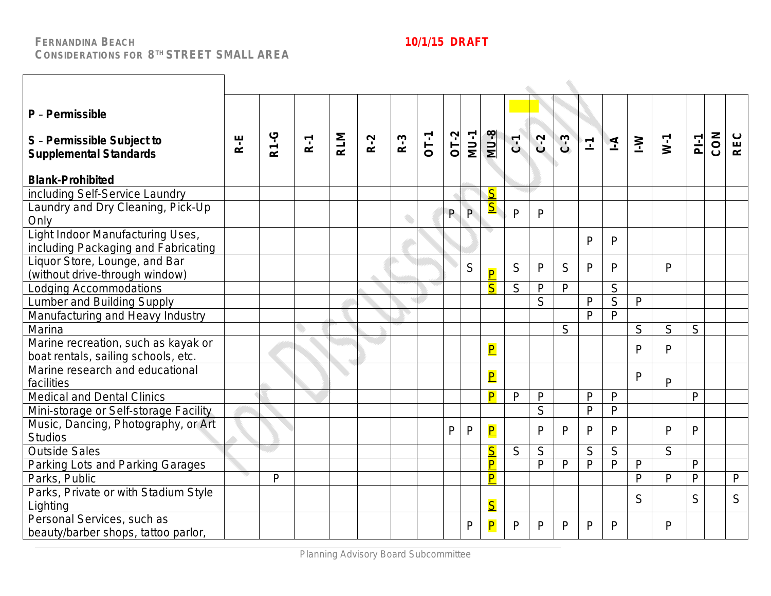**FERNANDINA BEACH**
**CONSIDERATIONS FOR 8TH STREET SMALL AREA**

**10/1/15 DRAFT**

| P – Permissible<br><br>S – Permissible Subject to Supplemental Standards<br><br>Blank-Prohibited | R-E | R1-G | R-1 | RLM | R-2 | R-3 | OT-1 | OT-2 | MU-1 | MU-8 | C-1 | C-2 | C-3 | I-1 | I-A | I-W | W-1 | PI-1 | CON | REC |
|---|---|---|---|---|---|---|---|---|---|---|---|---|---|---|---|---|---|---|---|---|
| including Self-Service Laundry | | | | | | | | | | S | | | | | | | | | | |
| Laundry and Dry Cleaning, Pick-Up Only | | | | | | | | P | P | S | P | P | | | | | | | | |
| Light Indoor Manufacturing Uses, including Packaging and Fabricating | | | | | | | | | | | | | | P | P | | | | | |
| Liquor Store, Lounge, and Bar (without drive-through window) | | | | | | | | | S | P | S | P | S | P | P | | P | | | |
| Lodging Accommodations | | | | | | | | | | S | S | P | P | | S | | | | | |
| Lumber and Building Supply | | | | | | | | | | | | S | | P | S | P | | | | |
| Manufacturing and Heavy Industry | | | | | | | | | | | | | | P | P | | | | | |
| Marina | | | | | | | | | | | | | S | | | S | S | S | | |
| Marine recreation, such as kayak or boat rentals, sailing schools, etc. | | | | | | | | | | P | | | | | | P | P | | | |
| Marine research and educational facilities | | | | | | | | | | P | | | | | | P | P | | | |
| Medical and Dental Clinics | | | | | | | | | | P | P | P | | P | P | | | P | | |
| Mini-storage or Self-storage Facility | | | | | | | | | | | | S | | P | P | | | | | |
| Music, Dancing, Photography, or Art Studios | | | | | | | | P | P | P | | P | P | P | P | | P | P | | |
| Outside Sales | | | | | | | | | | S | S | S | | S | S | | S | | | |
| Parking Lots and Parking Garages | | | | | | | | | | P | | P | P | P | P | P | | P | | |
| Parks, Public | | P | | | | | | | | P | | | | | | P | P | P | | P |
| Parks, Private or with Stadium Style Lighting | | | | | | | | | | S | | | | | | S | | S | | S |
| Personal Services, such as beauty/barber shops, tattoo parlor, | | | | | | | | | P | P | P | P | P | P | P | | P | | | |

Planning Advisory Board Subcommittee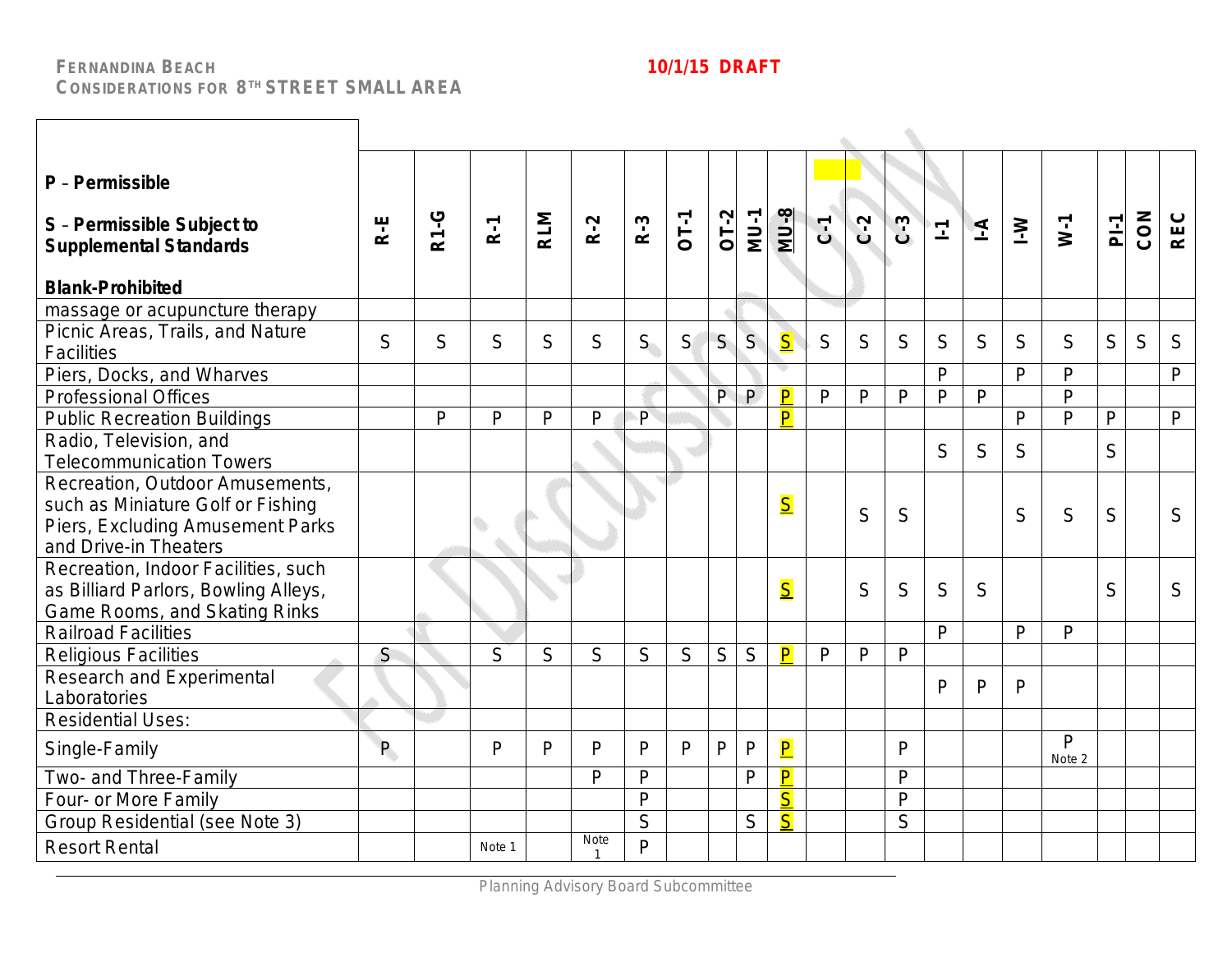**FERNANDINA BEACH**
**CONSIDERATIONS FOR 8TH STREET SMALL AREA**

**10/1/15 DRAFT**

| **P** – **Permissible**<br><br>**S** – **Permissible Subject to Supplemental Standards**<br><br>**Blank-Prohibited** | R-E | R1-G | R-1 | RLM | R-2 | R-3 | OT-1 | OT-2 | MU-1 | MU-8 | C-1 | C-2 | C-3 | I-1 | I-A | I-W | W-1 | PI-1 | CON | REC |
|---|---|---|---|---|---|---|---|---|---|---|---|---|---|---|---|---|---|---|---|---|
| massage or acupuncture therapy | | | | | | | | | | | | | | | | | | | | |
| Picnic Areas, Trails, and Nature Facilities | S | S | S | S | S | S | S | S | S | S | S | S | S | S | S | S | S | S | S | S |
| Piers, Docks, and Wharves | | | | | | | | | | | | | | P | | P | P | | | P |
| Professional Offices | | | | | | | | P | P | P | P | P | P | P | P | | P | | | |
| Public Recreation Buildings | | P | P | P | P | P | | | | P | | | | | | P | P | P | | P |
| Radio, Television, and Telecommunication Towers | | | | | | | | | | | | | | S | S | S | | S | | |
| Recreation, Outdoor Amusements, such as Miniature Golf or Fishing Piers, Excluding Amusement Parks and Drive-in Theaters | | | | | | | | | | S | | S | S | | | S | S | S | | S |
| Recreation, Indoor Facilities, such as Billiard Parlors, Bowling Alleys, Game Rooms, and Skating Rinks | | | | | | | | | | S | | S | S | S | S | | | S | | S |
| Railroad Facilities | | | | | | | | | | | | | | P | | P | P | | | |
| Religious Facilities | S | | S | S | S | S | S | S | S | P | P | P | P | | | | | | | |
| Research and Experimental Laboratories | | | | | | | | | | | | | | P | P | P | | | | |
| Residential Uses: | | | | | | | | | | | | | | | | | | | | |
| Single-Family | P | | P | P | P | P | P | P | P | P | | | P | | | | P Note 2 | | | |
| Two- and Three-Family | | | | | P | P | | | P | P | | | P | | | | | | | |
| Four- or More Family | | | | | | P | | | | S | | | P | | | | | | | |
| Group Residential (see Note 3) | | | | | | S | | | S | S | | | S | | | | | | | |
| Resort Rental | | | Note 1 | | Note 1 | P | | | | | | | | | | | | | | |

Planning Advisory Board Subcommittee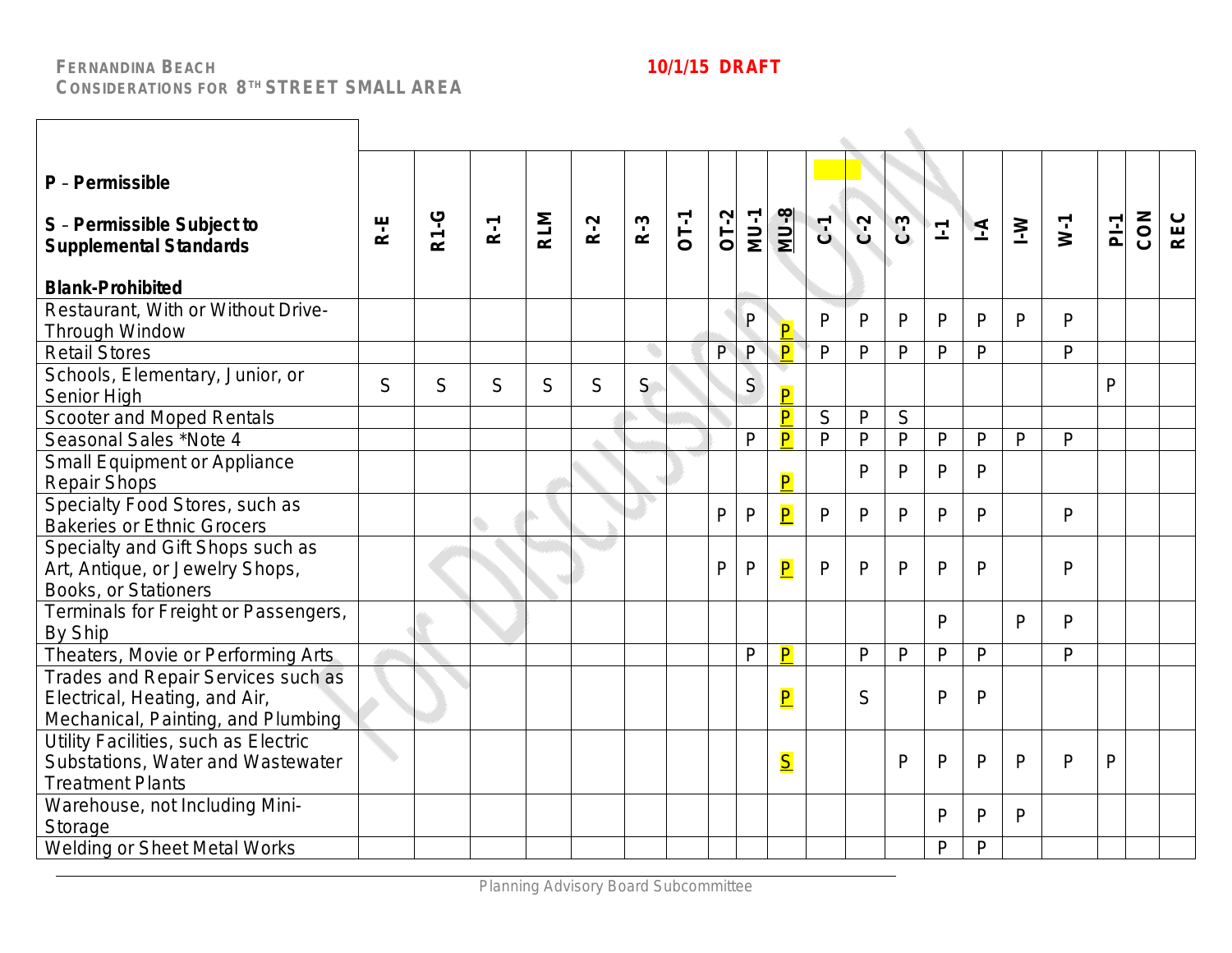FERNANDINA BEACH
CONSIDERATIONS FOR 8TH STREET SMALL AREA

10/1/15 DRAFT

| P – Permissible<br>S – Permissible Subject to Supplemental Standards<br>Blank-Prohibited | R-E | R1-G | R-1 | RLM | R-2 | R-3 | OT-1 | OT-2 | MU-1 | MU-8 | C-1 | C-2 | C-3 | I-1 | I-A | I-W | W-1 | PI-1 | CON | REC |
|---|---|---|---|---|---|---|---|---|---|---|---|---|---|---|---|---|---|---|---|---|
| Restaurant, With or Without Drive-Through Window | | | | | | | | | P | P | P | P | P | P | P | P | P | | | |
| Retail Stores | | | | | | | | P | P | P | P | P | P | P | P | | P | | | |
| Schools, Elementary, Junior, or Senior High | S | S | S | S | S | S | | | S | P | | | | | | | | P | | |
| Scooter and Moped Rentals | | | | | | | | | | P | S | P | S | | | | | | | |
| Seasonal Sales *Note 4 | | | | | | | | | P | P | P | P | P | P | P | P | P | | | |
| Small Equipment or Appliance Repair Shops | | | | | | | | | | P | | P | P | P | P | | | | | |
| Specialty Food Stores, such as Bakeries or Ethnic Grocers | | | | | | | | P | P | P | P | P | P | P | P | | P | | | |
| Specialty and Gift Shops such as Art, Antique, or Jewelry Shops, Books, or Stationers | | | | | | | | P | P | P | P | P | P | P | P | | P | | | |
| Terminals for Freight or Passengers, By Ship | | | | | | | | | | | | | | P | | P | P | | | |
| Theaters, Movie or Performing Arts | | | | | | | | | P | P | | P | P | P | P | | P | | | |
| Trades and Repair Services such as Electrical, Heating, and Air, Mechanical, Painting, and Plumbing | | | | | | | | | | P | | S | | P | P | | | | | |
| Utility Facilities, such as Electric Substations, Water and Wastewater Treatment Plants | | | | | | | | | | S | | | P | P | P | P | P | P | | |
| Warehouse, not Including Mini-Storage | | | | | | | | | | | | | | P | P | P | | | | |
| Welding or Sheet Metal Works | | | | | | | | | | | | | | P | P | | | | | |

Planning Advisory Board Subcommittee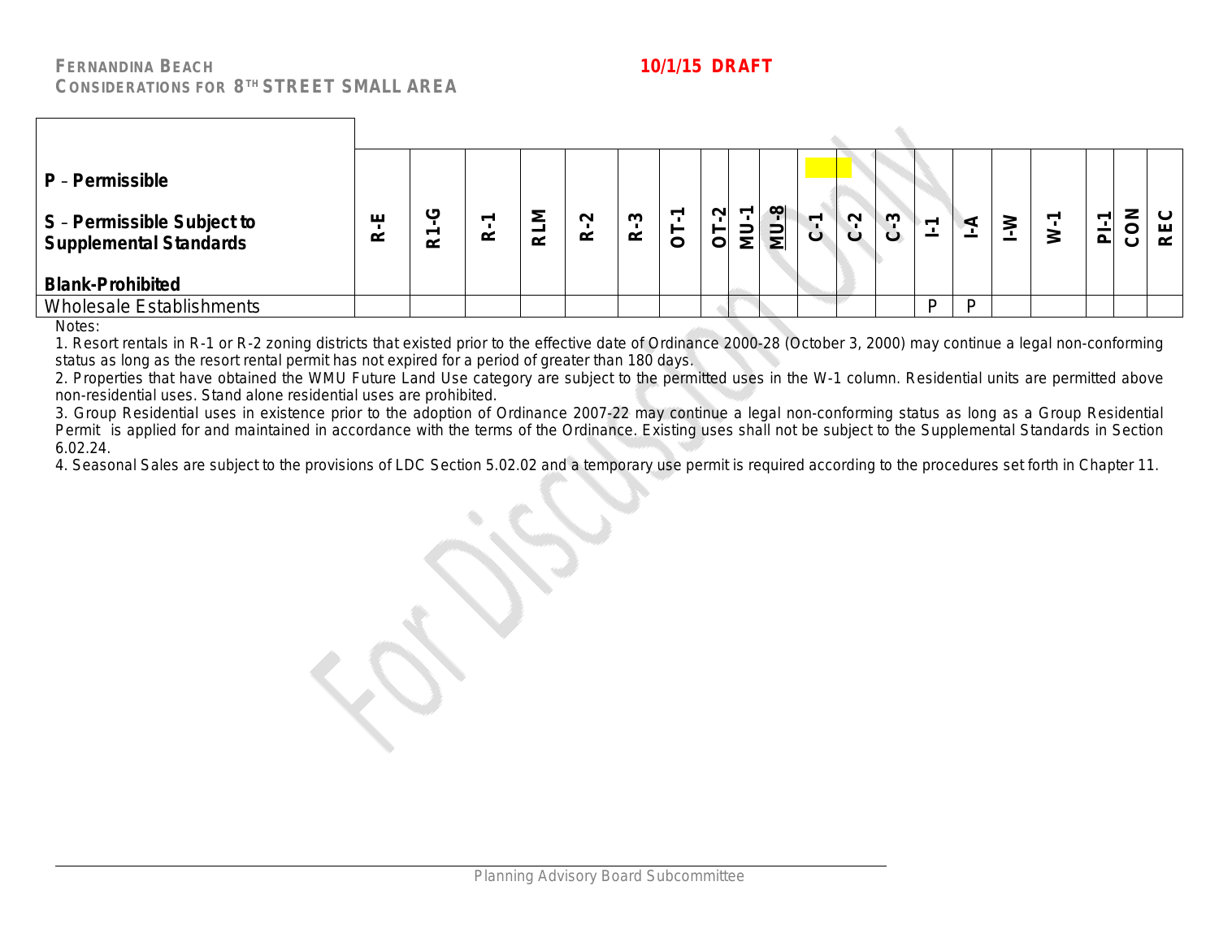FERNANDINA BEACH
CONSIDERATIONS FOR 8TH STREET SMALL AREA

10/1/15 DRAFT

| P – Permissible<br><br>S – Permissible Subject to Supplemental Standards<br><br>Blank-Prohibited | R-E | R1-G | R-1 | RLM | R-2 | R-3 | OT-1 | OT-2 | MU-1 | MU-8 | C-1 | C-2 | C-3 | I-1 | I-A | I-W | W-1 | PI-1 | CON | REC |
|---|---|---|---|---|---|---|---|---|---|---|---|---|---|---|---|---|---|---|---|---|
| Wholesale Establishments | | | | | | | | | | | | | | P | P | | | | | |

Notes:

1. Resort rentals in R-1 or R-2 zoning districts that existed prior to the effective date of Ordinance 2000-28 (October 3, 2000) may continue a legal non-conforming status as long as the resort rental permit has not expired for a period of greater than 180 days.
2. Properties that have obtained the WMU Future Land Use category are subject to the permitted uses in the W-1 column. Residential units are permitted above non-residential uses. Stand alone residential uses are prohibited.
3. Group Residential uses in existence prior to the adoption of Ordinance 2007-22 may continue a legal non-conforming status as long as a Group Residential Permit is applied for and maintained in accordance with the terms of the Ordinance. Existing uses shall not be subject to the Supplemental Standards in Section 6.02.24.
4. Seasonal Sales are subject to the provisions of LDC Section 5.02.02 and a temporary use permit is required according to the procedures set forth in Chapter 11.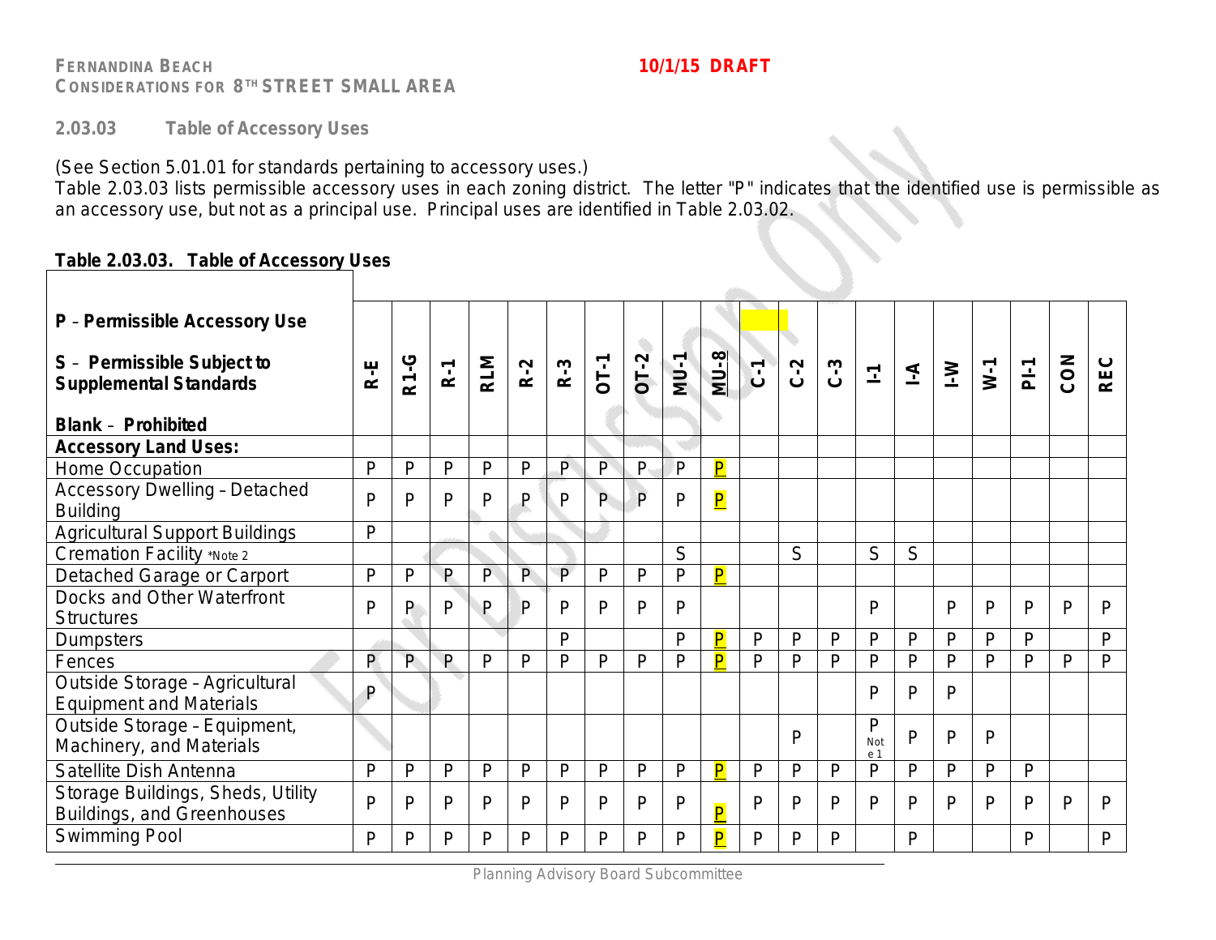### 2.03.03 Table of Accessory Uses

(See Section 5.01.01 for standards pertaining to accessory uses.)
Table 2.03.03 lists permissible accessory uses in each zoning district. The letter "P" indicates that the identified use is permissible as an accessory use, but not as a principal use. Principal uses are identified in Table 2.03.02.

**Table 2.03.03. Table of Accessory Uses**

| **P** – **Permissible Accessory Use**<br>**S** – **Permissible Subject to Supplemental Standards**<br>**Blank** – **Prohibited** | **R-E** | **R1-G** | **R-1** | **RLM** | **R-2** | **R-3** | **OT-1** | **OT-2** | **MU-1** | **MU-8** | **C-1** | **C-2** | **C-3** | **I-1** | **I-A** | **I-W** | **W-1** | **PI-1** | **CON** | **REC** |
|---|---|---|---|---|---|---|---|---|---|---|---|---|---|---|---|---|---|---|---|---|
| **Accessory Land Uses:** | | | | | | | | | | | | | | | | | | | | |
| Home Occupation | P | P | P | P | P | P | P | P | P | P | | | | | | | | | | |
| Accessory Dwelling – Detached Building | P | P | P | P | P | P | P | P | P | P | | | | | | | | | | |
| Agricultural Support Buildings | P | | | | | | | | | | | | | | | | | | | |
| Cremation Facility *Note 2 | | | | | | | | | S | | | S | | S | S | | | | | |
| Detached Garage or Carport | P | P | P | P | P | P | P | P | P | P | | | | | | | | | | |
| Docks and Other Waterfront Structures | P | P | P | P | P | P | P | P | P | | | | | P | | P | P | P | P | P |
| Dumpsters | | | | | | P | | | P | P | P | P | P | P | P | P | P | P | | P |
| Fences | P | P | P | P | P | P | P | P | P | P | P | P | P | P | P | P | P | P | P | P |
| Outside Storage – Agricultural Equipment and Materials | P | | | | | | | | | | | | | P | P | P | | | | |
| Outside Storage – Equipment, Machinery, and Materials | | | | | | | | | | | | P | | P Note 1 | P | P | P | | | |
| Satellite Dish Antenna | P | P | P | P | P | P | P | P | P | P | P | P | P | P | P | P | P | P | | |
| Storage Buildings, Sheds, Utility Buildings, and Greenhouses | P | P | P | P | P | P | P | P | P | P | P | P | P | P | P | P | P | P | P | P |
| Swimming Pool | P | P | P | P | P | P | P | P | P | P | P | P | P | | P | | | P | | P |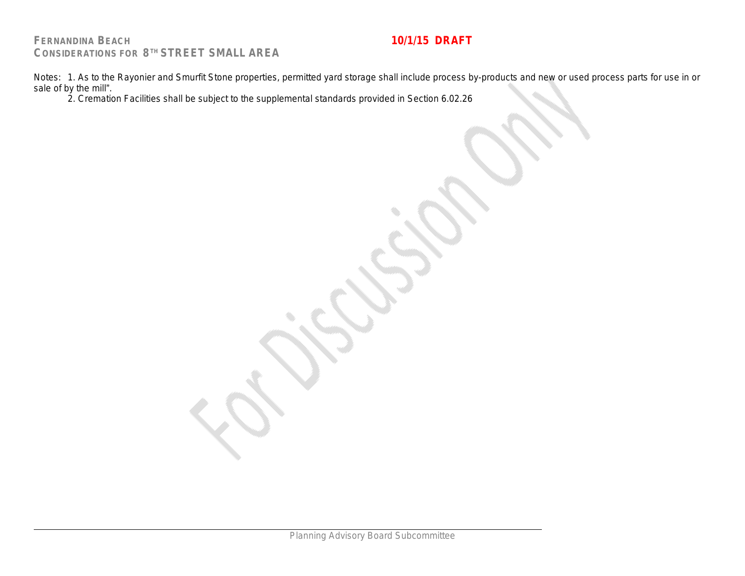Notes: 1. As to the Rayonier and Smurfit Stone properties, permitted yard storage shall include process by-products and new or used process parts for use in or sale of by the mill".

2. Cremation Facilities shall be subject to the supplemental standards provided in Section 6.02.26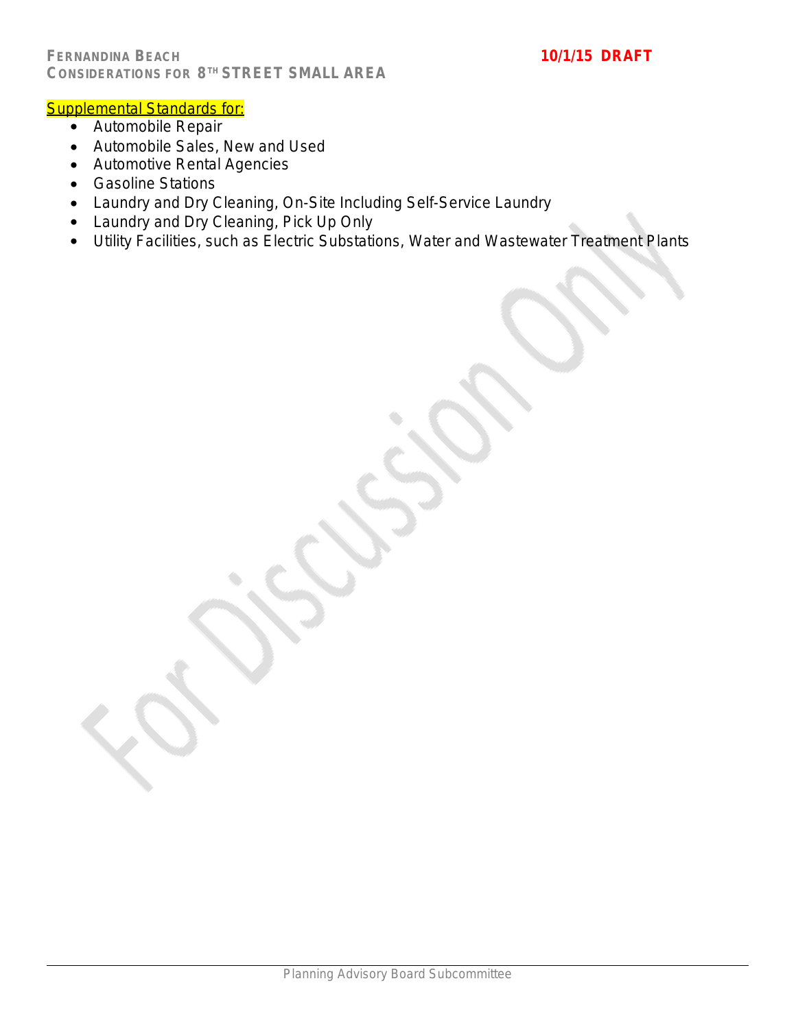Supplemental Standards for:

- Automobile Repair
- Automobile Sales, New and Used
- Automotive Rental Agencies
- Gasoline Stations
- Laundry and Dry Cleaning, On-Site Including Self-Service Laundry
- Laundry and Dry Cleaning, Pick Up Only
- Utility Facilities, such as Electric Substations, Water and Wastewater Treatment Plants